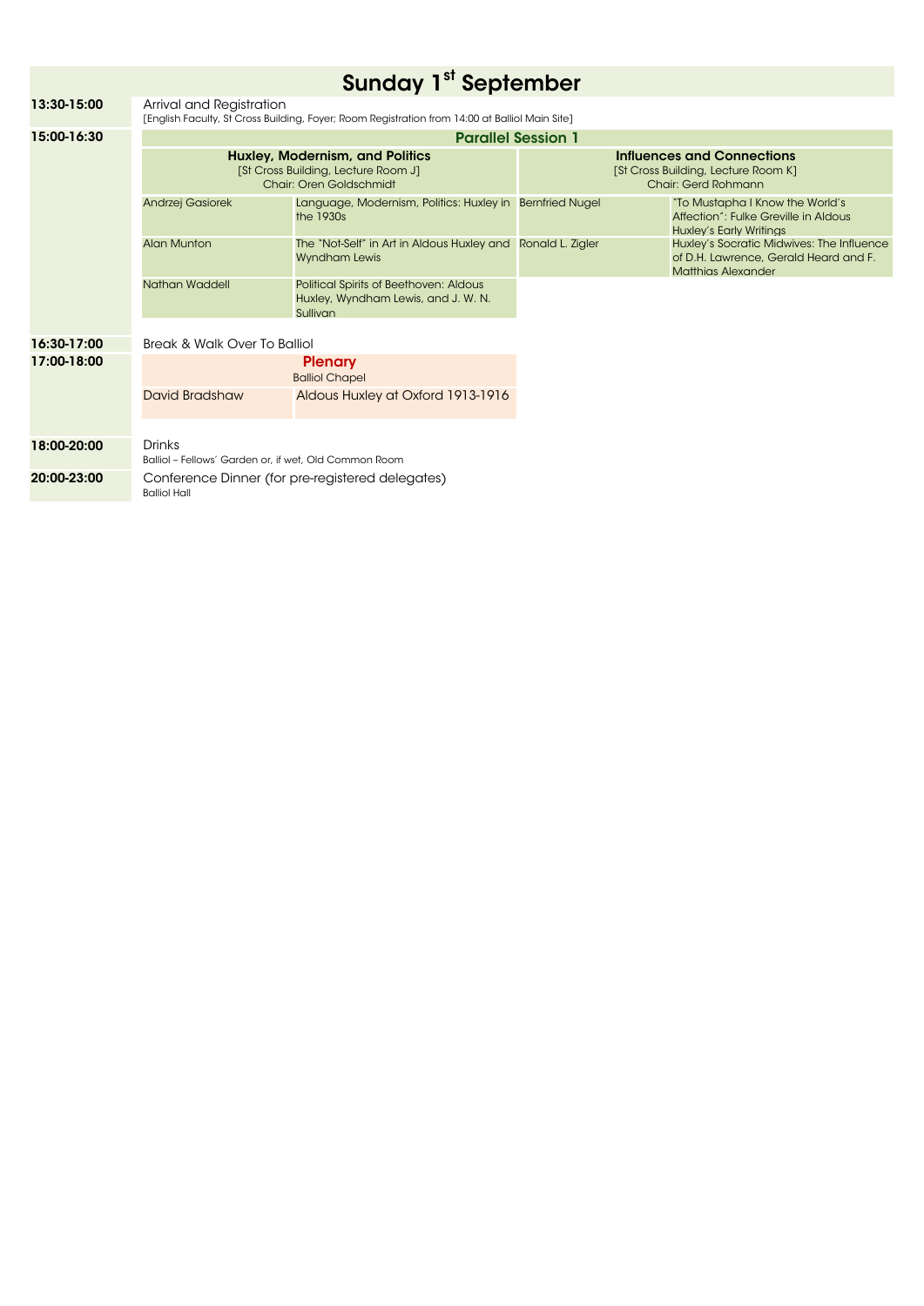# Sunday 1st September

| Time | | | | |
|---|---|---|---|---|
| **13:30-15:00** | Arrival and Registration<br>[English Faculty, St Cross Building, Foyer; Room Registration from 14:00 at Balliol Main Site] | | | |
| **15:00-16:30** | **Parallel Session 1** | | | |
| | **Huxley, Modernism, and Politics**<br>[St Cross Building, Lecture Room J]<br>Chair: Oren Goldschmidt | | **Influences and Connections**<br>[St Cross Building, Lecture Room K]<br>Chair: Gerd Rohmann | |
| | Andrzej Gasiorek | Language, Modernism, Politics: Huxley in the 1930s | Bernfried Nugel | "To Mustapha I Know the World's Affection": Fulke Greville in Aldous Huxley's Early Writings |
| | Alan Munton | The "Not-Self" in Art in Aldous Huxley and Wyndham Lewis | Ronald L. Zigler | Huxley's Socratic Midwives: The Influence of D.H. Lawrence, Gerald Heard and F. Matthias Alexander |
| | Nathan Waddell | Political Spirits of Beethoven: Aldous Huxley, Wyndham Lewis, and J. W. N. Sullivan | | |
| **16:30-17:00** | Break & Walk Over To Balliol | | | |
| **17:00-18:00** | **Plenary**<br>Balliol Chapel | | | |
| | David Bradshaw | Aldous Huxley at Oxford 1913-1916 | | |
| **18:00-20:00** | Drinks<br>Balliol – Fellows' Garden or, if wet, Old Common Room | | | |
| **20:00-23:00** | Conference Dinner (for pre-registered delegates)<br>Balliol Hall | | | |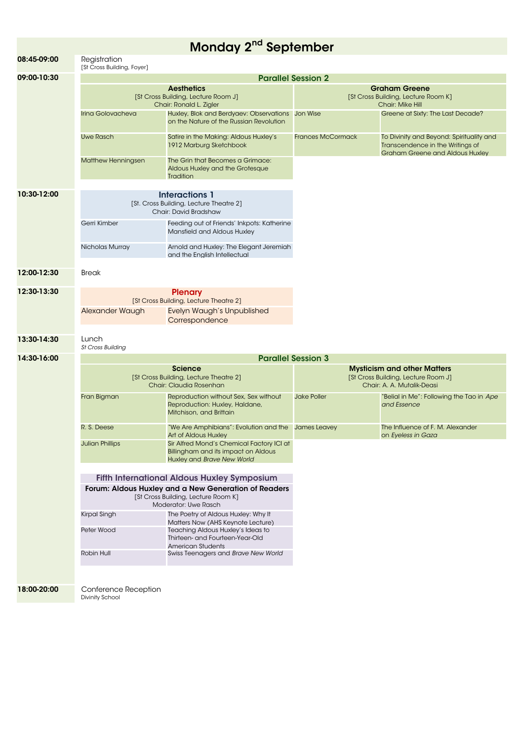# Monday 2nd September

**08:45-09:00**

Registration
[St Cross Building, Foyer]

**09:00-10:30**

## Parallel Session 2

### Aesthetics
[St Cross Building, Lecture Room J]
Chair: Ronald L. Zigler

| Speaker | Title |
|---|---|
| Irina Golovacheva | Huxley, Blok and Berdyaev: Observations on the Nature of the Russian Revolution |
| Uwe Rasch | Satire in the Making: Aldous Huxley's 1912 Marburg Sketchbook |
| Matthew Henningsen | The Grin that Becomes a Grimace: Aldous Huxley and the Grotesque Tradition |

### Graham Greene
[St Cross Building, Lecture Room K]
Chair: Mike Hill

| Speaker | Title |
|---|---|
| Jon Wise | Greene at Sixty: The Last Decade? |
| Frances McCormack | To Divinity and Beyond: Spirituality and Transcendence in the Writings of Graham Greene and Aldous Huxley |

**10:30-12:00**

### Interactions 1
[St. Cross Building, Lecture Theatre 2]
Chair: David Bradshaw

| Speaker | Title |
|---|---|
| Gerri Kimber | Feeding out of Friends' Inkpots: Katherine Mansfield and Aldous Huxley |
| Nicholas Murray | Arnold and Huxley: The Elegant Jeremiah and the English Intellectual |

**12:00-12:30**

Break

**12:30-13:30**

### Plenary
[St Cross Building, Lecture Theatre 2]

| Speaker | Title |
|---|---|
| Alexander Waugh | Evelyn Waugh's Unpublished Correspondence |

**13:30-14:30**

Lunch
*St Cross Building*

**14:30-16:00**

## Parallel Session 3

### Science
[St Cross Building, Lecture Theatre 2]
Chair: Claudia Rosenhan

| Speaker | Title |
|---|---|
| Fran Bigman | Reproduction without Sex, Sex without Reproduction: Huxley, Haldane, Mitchison, and Brittain |
| R. S. Deese | "We Are Amphibians": Evolution and the Art of Aldous Huxley |
| Julian Phillips | Sir Alfred Mond's Chemical Factory ICI at Billingham and its impact on Aldous Huxley and *Brave New World* |

### Mysticism and other Matters
[St Cross Building, Lecture Room J]
Chair: A. A. Mutalik-Deasi

| Speaker | Title |
|---|---|
| Jake Poller | "Belial in Me": Following the Tao in *Ape and Essence* |
| James Leavey | The Influence of F. M. Alexander on *Eyeless in Gaza* |

### Fifth International Aldous Huxley Symposium

**Forum: Aldous Huxley and a New Generation of Readers**
[St Cross Building, Lecture Room K]
Moderator: Uwe Rasch

| Speaker | Title |
|---|---|
| Kirpal Singh | The Poetry of Aldous Huxley: Why It Matters Now (AHS Keynote Lecture) |
| Peter Wood | Teaching Aldous Huxley's Ideas to Thirteen- and Fourteen-Year-Old American Students |
| Robin Hull | Swiss Teenagers and *Brave New World* |

**18:00-20:00**

Conference Reception
Divinity School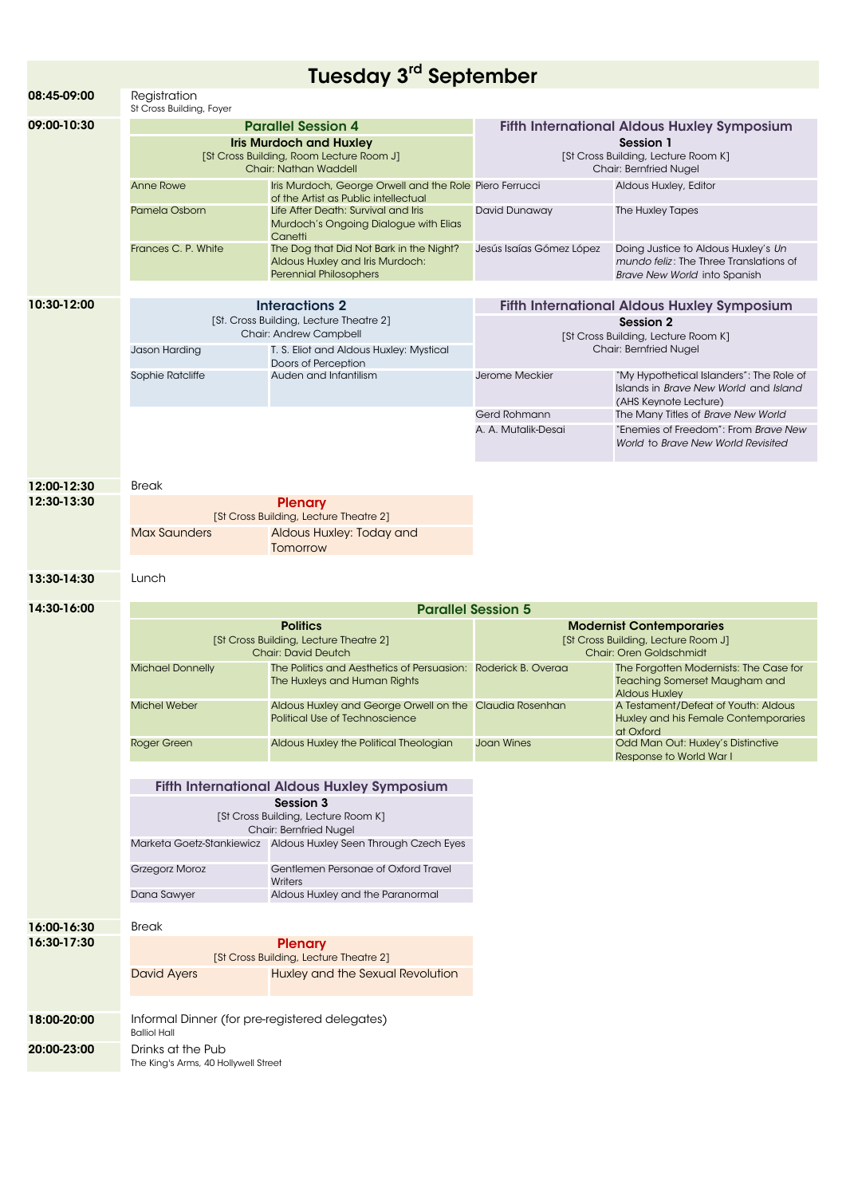# Tuesday 3rd September

**08:45-09:00**

Registration
St Cross Building, Foyer

**09:00-10:30**

### Parallel Session 4

**Iris Murdoch and Huxley**
[St Cross Building, Room Lecture Room J]
Chair: Nathan Waddell

| Speaker | Title |
| --- | --- |
| Anne Rowe | Iris Murdoch, George Orwell and the Role of the Artist as Public intellectual |
| Pamela Osborn | Life After Death: Survival and Iris Murdoch's Ongoing Dialogue with Elias Canetti |
| Frances C. P. White | The Dog that Did Not Bark in the Night? Aldous Huxley and Iris Murdoch: Perennial Philosophers |

### Fifth International Aldous Huxley Symposium

**Session 1**
[St Cross Building, Lecture Room K]
Chair: Bernfried Nugel

| Speaker | Title |
| --- | --- |
| Piero Ferrucci | Aldous Huxley, Editor |
| David Dunaway | The Huxley Tapes |
| Jesús Isaías Gómez López | Doing Justice to Aldous Huxley's *Un mundo feliz*: The Three Translations of *Brave New World* into Spanish |

**10:30-12:00**

### Interactions 2

[St. Cross Building, Lecture Theatre 2]
Chair: Andrew Campbell

| Speaker | Title |
| --- | --- |
| Jason Harding | T. S. Eliot and Aldous Huxley: Mystical Doors of Perception |
| Sophie Ratcliffe | Auden and Infantilism |

### Fifth International Aldous Huxley Symposium

**Session 2**
[St Cross Building, Lecture Room K]
Chair: Bernfried Nugel

| Speaker | Title |
| --- | --- |
| Jerome Meckier | "My Hypothetical Islanders": The Role of Islands in *Brave New World* and *Island* (AHS Keynote Lecture) |
| Gerd Rohmann | The Many Titles of *Brave New World* |
| A. A. Mutalik-Desai | "Enemies of Freedom": From *Brave New World* to *Brave New World Revisited* |

**12:00-12:30**

Break

**12:30-13:30**

### Plenary

[St Cross Building, Lecture Theatre 2]

| Speaker | Title |
| --- | --- |
| Max Saunders | Aldous Huxley: Today and Tomorrow |

**13:30-14:30**

Lunch

**14:30-16:00**

### Parallel Session 5

**Politics**
[St Cross Building, Lecture Theatre 2]
Chair: David Deutch

| Speaker | Title |
| --- | --- |
| Michael Donnelly | The Politics and Aesthetics of Persuasion: The Huxleys and Human Rights |
| Michel Weber | Aldous Huxley and George Orwell on the Political Use of Technoscience |
| Roger Green | Aldous Huxley the Political Theologian |

**Modernist Contemporaries**
[St Cross Building, Lecture Room J]
Chair: Oren Goldschmidt

| Speaker | Title |
| --- | --- |
| Roderick B. Overaa | The Forgotten Modernists: The Case for Teaching Somerset Maugham and Aldous Huxley |
| Claudia Rosenhan | A Testament/Defeat of Youth: Aldous Huxley and his Female Contemporaries at Oxford |
| Joan Wines | Odd Man Out: Huxley's Distinctive Response to World War I |

### Fifth International Aldous Huxley Symposium

**Session 3**
[St Cross Building, Lecture Room K]
Chair: Bernfried Nugel

| Speaker | Title |
| --- | --- |
| Marketa Goetz-Stankiewicz | Aldous Huxley Seen Through Czech Eyes |
| Grzegorz Moroz | Gentlemen Personae of Oxford Travel Writers |
| Dana Sawyer | Aldous Huxley and the Paranormal |

**16:00-16:30**

Break

**16:30-17:30**

### Plenary

[St Cross Building, Lecture Theatre 2]

| Speaker | Title |
| --- | --- |
| David Ayers | Huxley and the Sexual Revolution |

**18:00-20:00**

Informal Dinner (for pre-registered delegates)
Balliol Hall

**20:00-23:00**

Drinks at the Pub
The King's Arms, 40 Hollywell Street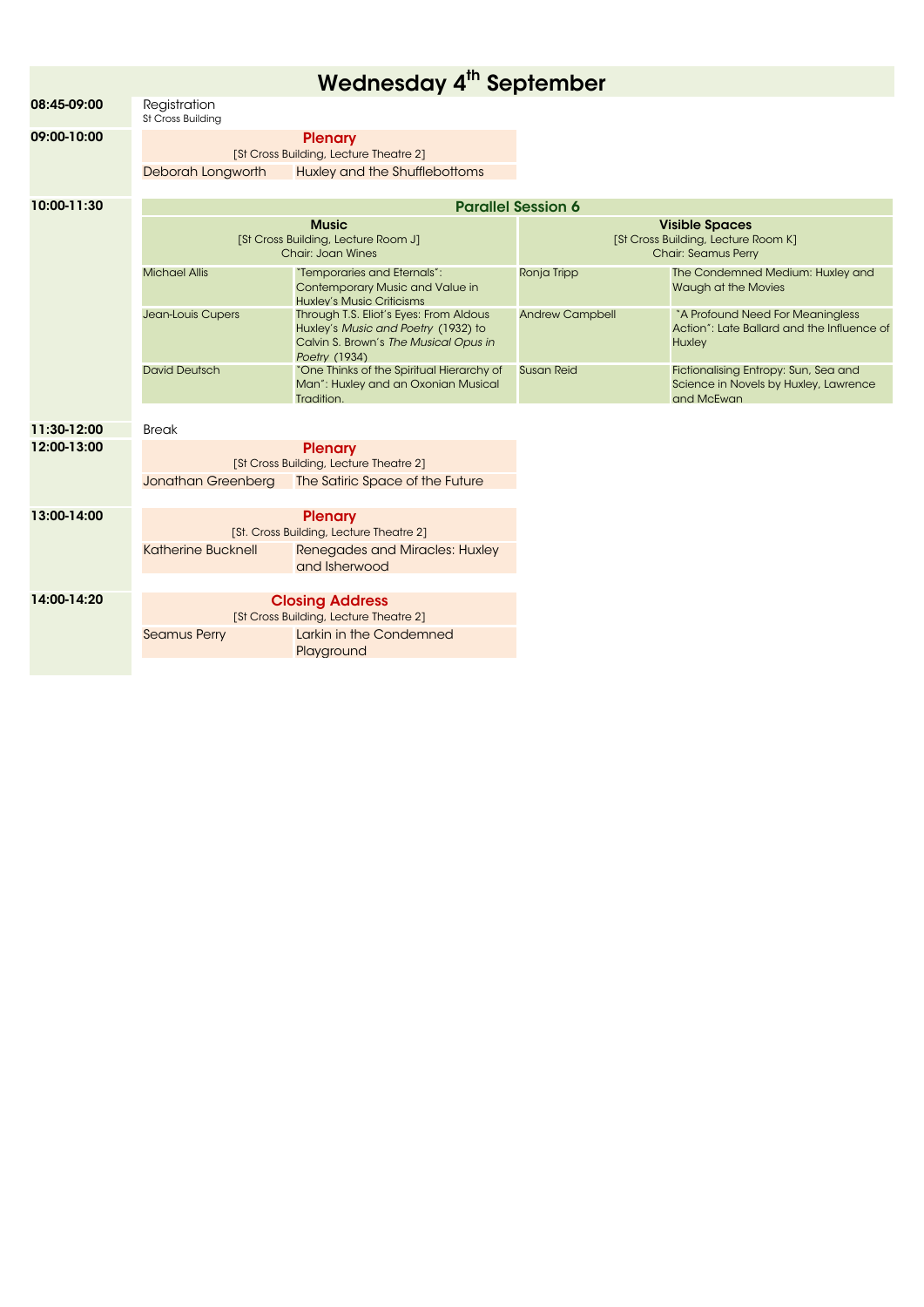# Wednesday 4th September

**08:45-09:00**
Registration
St Cross Building

**09:00-10:00**

**Plenary**
[St Cross Building, Lecture Theatre 2]

| | |
|---|---|
| Deborah Longworth | Huxley and the Shufflebottoms |

**10:00-11:30**

**Parallel Session 6**

| Music [St Cross Building, Lecture Room J] Chair: Joan Wines | | Visible Spaces [St Cross Building, Lecture Room K] Chair: Seamus Perry | |
|---|---|---|---|
| Michael Allis | "Temporaries and Eternals": Contemporary Music and Value in Huxley's Music Criticisms | Ronja Tripp | The Condemned Medium: Huxley and Waugh at the Movies |
| Jean-Louis Cupers | Through T.S. Eliot's Eyes: From Aldous Huxley's *Music and Poetry* (1932) to Calvin S. Brown's *The Musical Opus in Poetry* (1934) | Andrew Campbell | "A Profound Need For Meaningless Action": Late Ballard and the Influence of Huxley |
| David Deutsch | "One Thinks of the Spiritual Hierarchy of Man": Huxley and an Oxonian Musical Tradition. | Susan Reid | Fictionalising Entropy: Sun, Sea and Science in Novels by Huxley, Lawrence and McEwan |

**11:30-12:00**
Break

**12:00-13:00**

**Plenary**
[St Cross Building, Lecture Theatre 2]

| | |
|---|---|
| Jonathan Greenberg | The Satiric Space of the Future |

**13:00-14:00**

**Plenary**
[St. Cross Building, Lecture Theatre 2]

| | |
|---|---|
| Katherine Bucknell | Renegades and Miracles: Huxley and Isherwood |

**14:00-14:20**

**Closing Address**
[St Cross Building, Lecture Theatre 2]

| | |
|---|---|
| Seamus Perry | Larkin in the Condemned Playground |